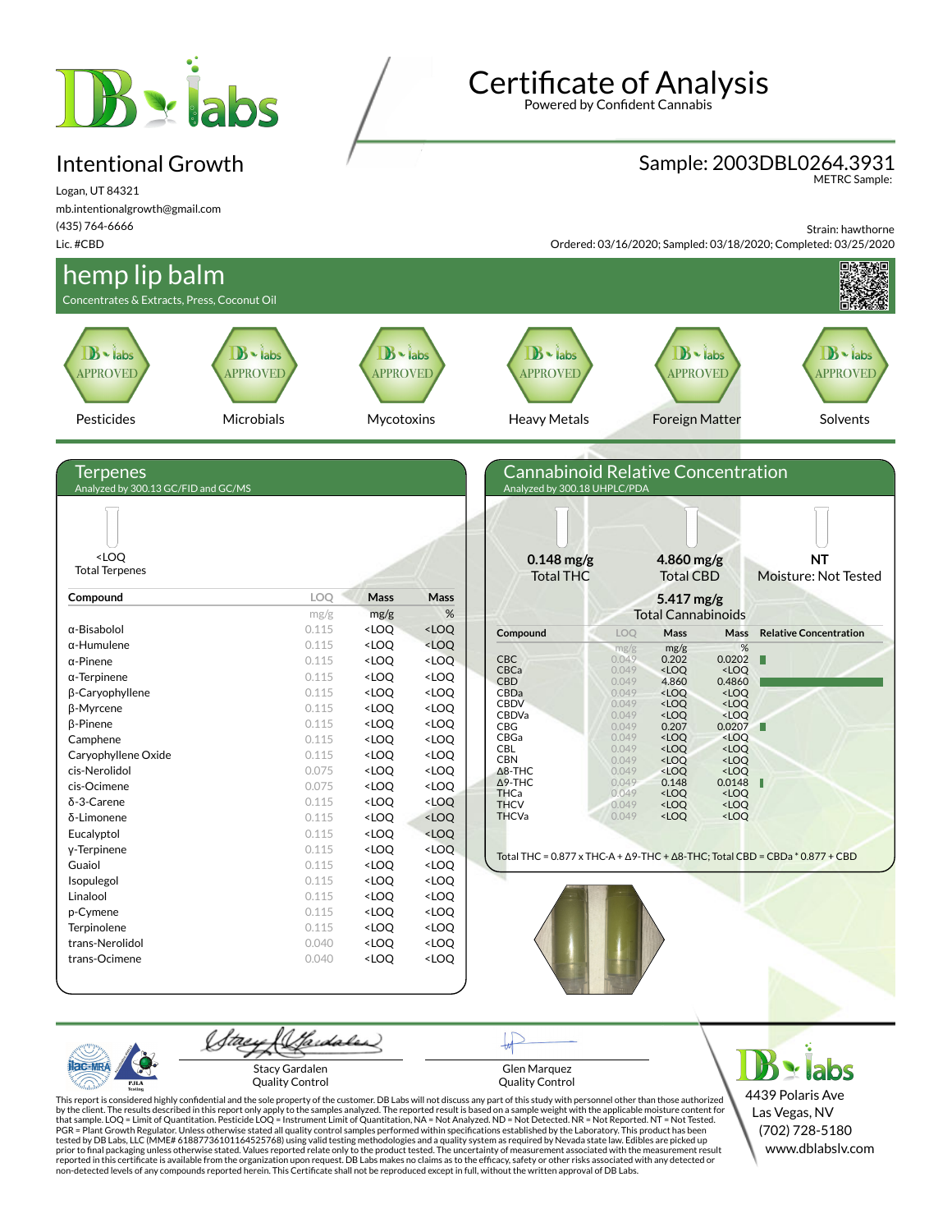# Certificate of Analysis

Powered by Confident Cannabis

## Intentional Growth

Logan, UT 84321
mb.intentionalgrowth@gmail.com
(435) 764-6666
Lic. #CBD

**Sample: 2003DBL0264.3931**
METRC Sample:

Strain: hawthorne
Ordered: 03/16/2020; Sampled: 03/18/2020; Completed: 03/25/2020

## hemp lip balm

Concentrates & Extracts, Press, Coconut Oil

| Pesticides | Microbials | Mycotoxins | Heavy Metals | Foreign Matter | Solvents |
|---|---|---|---|---|---|
| APPROVED | APPROVED | APPROVED | APPROVED | APPROVED | APPROVED |

### Terpenes

Analyzed by 300.13 GC/FID and GC/MS

<LOQ
Total Terpenes

| Compound | LOQ | Mass | Mass |
|---|---|---|---|
| | mg/g | mg/g | % |
| α-Bisabolol | 0.115 | <LOQ | <LOQ |
| α-Humulene | 0.115 | <LOQ | <LOQ |
| α-Pinene | 0.115 | <LOQ | <LOQ |
| α-Terpinene | 0.115 | <LOQ | <LOQ |
| β-Caryophyllene | 0.115 | <LOQ | <LOQ |
| β-Myrcene | 0.115 | <LOQ | <LOQ |
| β-Pinene | 0.115 | <LOQ | <LOQ |
| Camphene | 0.115 | <LOQ | <LOQ |
| Caryophyllene Oxide | 0.115 | <LOQ | <LOQ |
| cis-Nerolidol | 0.075 | <LOQ | <LOQ |
| cis-Ocimene | 0.075 | <LOQ | <LOQ |
| δ-3-Carene | 0.115 | <LOQ | <LOQ |
| δ-Limonene | 0.115 | <LOQ | <LOQ |
| Eucalyptol | 0.115 | <LOQ | <LOQ |
| γ-Terpinene | 0.115 | <LOQ | <LOQ |
| Guaiol | 0.115 | <LOQ | <LOQ |
| Isopulegol | 0.115 | <LOQ | <LOQ |
| Linalool | 0.115 | <LOQ | <LOQ |
| p-Cymene | 0.115 | <LOQ | <LOQ |
| Terpinolene | 0.115 | <LOQ | <LOQ |
| trans-Nerolidol | 0.040 | <LOQ | <LOQ |
| trans-Ocimene | 0.040 | <LOQ | <LOQ |

### Cannabinoid Relative Concentration

Analyzed by 300.18 UHPLC/PDA

**0.148 mg/g** Total THC | **4.860 mg/g** Total CBD | **NT** Moisture: Not Tested

**5.417 mg/g** Total Cannabinoids

| Compound | LOQ | Mass | Mass |
|---|---|---|---|
| | mg/g | mg/g | % |
| CBC | 0.049 | 0.202 | 0.0202 |
| CBCa | 0.049 | <LOQ | <LOQ |
| CBD | 0.049 | 4.860 | 0.4860 |
| CBDa | 0.049 | <LOQ | <LOQ |
| CBDV | 0.049 | <LOQ | <LOQ |
| CBDVa | 0.049 | <LOQ | <LOQ |
| CBG | 0.049 | 0.207 | 0.0207 |
| CBGa | 0.049 | <LOQ | <LOQ |
| CBL | 0.049 | <LOQ | <LOQ |
| CBN | 0.049 | <LOQ | <LOQ |
| Δ8-THC | 0.049 | <LOQ | <LOQ |
| Δ9-THC | 0.049 | 0.148 | 0.0148 |
| THCa | 0.049 | <LOQ | <LOQ |
| THCV | 0.049 | <LOQ | <LOQ |
| THCVa | 0.049 | <LOQ | <LOQ |

Total THC = 0.877 x THC-A + Δ9-THC + Δ8-THC; Total CBD = CBDa * 0.877 + CBD

Stacy Gardalen
Quality Control

Glen Marquez
Quality Control

4439 Polaris Ave
Las Vegas, NV
(702) 728-5180
www.dblabslv.com

This report is considered highly confidential and the sole property of the customer. DB Labs will not discuss any part of this study with personnel other than those authorized by the client. The results described in this report only apply to the samples analyzed. The reported result is based on a sample weight with the applicable moisture content for that sample. LOQ = Limit of Quantitation. Pesticide LOQ = Instrument Limit of Quantitation, NA = Not Analyzed. ND = Not Detected. NR = Not Reported. NT = Not Tested. PGR = Plant Growth Regulator. Unless otherwise stated all quality control samples performed within specifications established by the Laboratory. This product has been tested by DB Labs, LLC (MME# 61887736101164525768) using valid testing methodologies and a quality system as required by Nevada state law. Edibles are picked up prior to final packaging unless otherwise stated. Values reported relate only to the product tested. The uncertainty of measurement associated with the measurement result reported in this certificate is available from the organization upon request. DB Labs makes no claims as to the efficacy, safety or other risks associated with any detected or non-detected levels of any compounds reported herein. This Certificate shall not be reproduced except in full, without the written approval of DB Labs.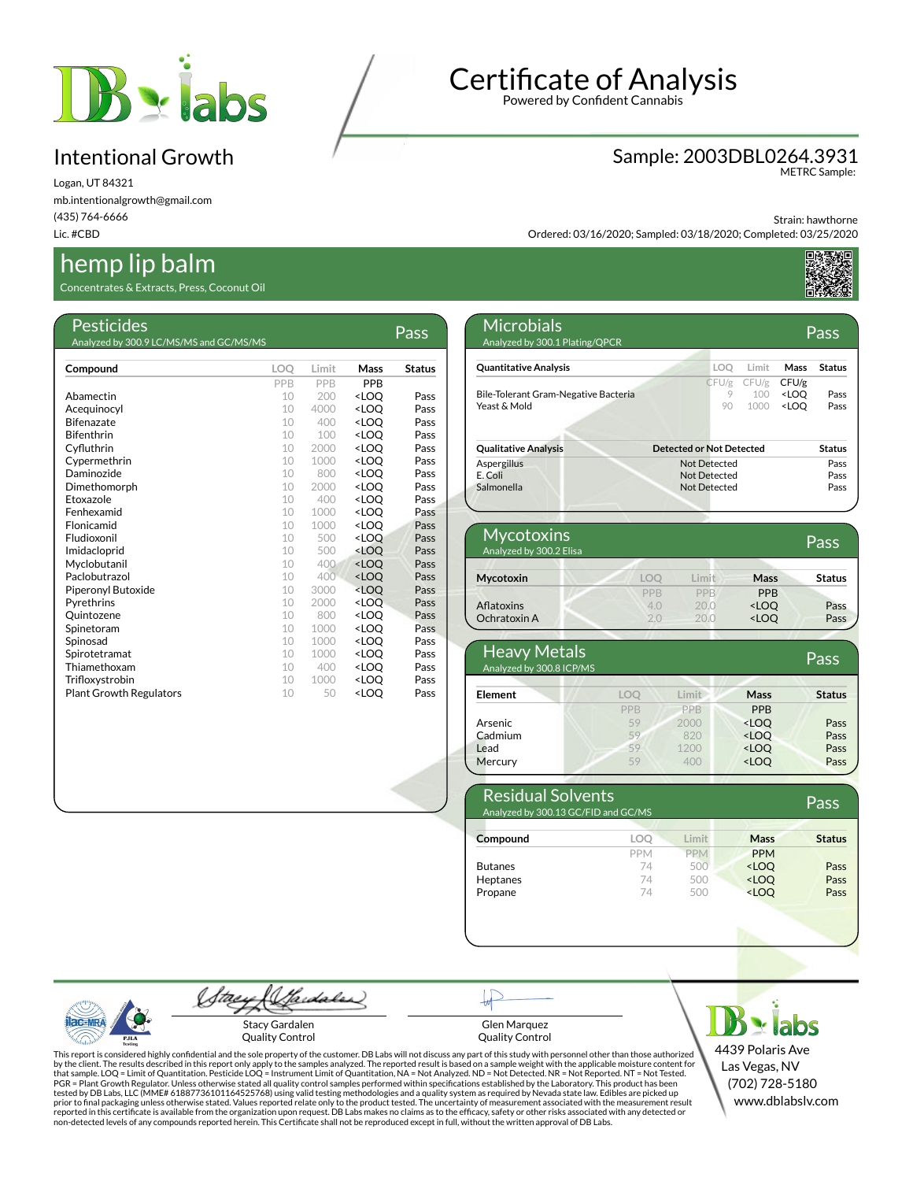# Certificate of Analysis

Powered by Confident Cannabis

## Intentional Growth

Logan, UT 84321
mb.intentionalgrowth@gmail.com
(435) 764-6666
Lic. #CBD

Sample: 2003DBL0264.3931
METRC Sample:

Strain: hawthorne
Ordered: 03/16/2020; Sampled: 03/18/2020; Completed: 03/25/2020

## hemp lip balm

Concentrates & Extracts, Press, Coconut Oil

### Pesticides — Pass

Analyzed by 300.9 LC/MS/MS and GC/MS/MS

| Compound | LOQ | Limit | Mass | Status |
|---|---|---|---|---|
| | PPB | PPB | PPB | |
| Abamectin | 10 | 200 | <LOQ | Pass |
| Acequinocyl | 10 | 4000 | <LOQ | Pass |
| Bifenazate | 10 | 400 | <LOQ | Pass |
| Bifenthrin | 10 | 100 | <LOQ | Pass |
| Cyfluthrin | 10 | 2000 | <LOQ | Pass |
| Cypermethrin | 10 | 1000 | <LOQ | Pass |
| Daminozide | 10 | 800 | <LOQ | Pass |
| Dimethomorph | 10 | 2000 | <LOQ | Pass |
| Etoxazole | 10 | 400 | <LOQ | Pass |
| Fenhexamid | 10 | 1000 | <LOQ | Pass |
| Flonicamid | 10 | 1000 | <LOQ | Pass |
| Fludioxonil | 10 | 500 | <LOQ | Pass |
| Imidacloprid | 10 | 500 | <LOQ | Pass |
| Myclobutanil | 10 | 400 | <LOQ | Pass |
| Paclobutrazol | 10 | 400 | <LOQ | Pass |
| Piperonyl Butoxide | 10 | 3000 | <LOQ | Pass |
| Pyrethrins | 10 | 2000 | <LOQ | Pass |
| Quintozene | 10 | 800 | <LOQ | Pass |
| Spinetoram | 10 | 1000 | <LOQ | Pass |
| Spinosad | 10 | 1000 | <LOQ | Pass |
| Spirotetramat | 10 | 1000 | <LOQ | Pass |
| Thiamethoxam | 10 | 400 | <LOQ | Pass |
| Trifloxystrobin | 10 | 1000 | <LOQ | Pass |
| Plant Growth Regulators | 10 | 50 | <LOQ | Pass |

### Microbials — Pass

Analyzed by 300.1 Plating/QPCR

| Quantitative Analysis | LOQ | Limit | Mass | Status |
|---|---|---|---|---|
| | CFU/g | CFU/g | CFU/g | |
| Bile-Tolerant Gram-Negative Bacteria | 9 | 100 | <LOQ | Pass |
| Yeast & Mold | 90 | 1000 | <LOQ | Pass |

| Qualitative Analysis | Detected or Not Detected | Status |
|---|---|---|
| Aspergillus | Not Detected | Pass |
| E. Coli | Not Detected | Pass |
| Salmonella | Not Detected | Pass |

### Mycotoxins — Pass

Analyzed by 300.2 Elisa

| Mycotoxin | LOQ | Limit | Mass | Status |
|---|---|---|---|---|
| | PPB | PPB | PPB | |
| Aflatoxins | 4.0 | 20.0 | <LOQ | Pass |
| Ochratoxin A | 2.0 | 20.0 | <LOQ | Pass |

### Heavy Metals — Pass

Analyzed by 300.8 ICP/MS

| Element | LOQ | Limit | Mass | Status |
|---|---|---|---|---|
| | PPB | PPB | PPB | |
| Arsenic | 59 | 2000 | <LOQ | Pass |
| Cadmium | 59 | 820 | <LOQ | Pass |
| Lead | 59 | 1200 | <LOQ | Pass |
| Mercury | 59 | 400 | <LOQ | Pass |

### Residual Solvents — Pass

Analyzed by 300.13 GC/FID and GC/MS

| Compound | LOQ | Limit | Mass | Status |
|---|---|---|---|---|
| | PPM | PPM | PPM | |
| Butanes | 74 | 500 | <LOQ | Pass |
| Heptanes | 74 | 500 | <LOQ | Pass |
| Propane | 74 | 500 | <LOQ | Pass |

Stacy Gardalen
Quality Control

Glen Marquez
Quality Control

DB labs
4439 Polaris Ave
Las Vegas, NV
(702) 728-5180
www.dblabslv.com

This report is considered highly confidential and the sole property of the customer. DB Labs will not discuss any part of this study with personnel other than those authorized by the client. The results described in this report only apply to the samples analyzed. The reported result is based on a sample weight with the applicable moisture content for that sample. LOQ = Limit of Quantitation. Pesticide LOQ = Instrument Limit of Quantitation, NA = Not Analyzed. ND = Not Detected. NR = Not Reported. NT = Not Tested. PGR = Plant Growth Regulator. Unless otherwise stated all quality control samples performed within specifications established by the Laboratory. This product has been tested by DB Labs, LLC (MME# 61887736101164525768) using valid testing methodologies and a quality system as required by Nevada state law. Edibles are picked up prior to final packaging unless otherwise stated. Values reported relate only to the product tested. The uncertainty of measurement associated with the measurement result reported in this certificate is available from the organization upon request. DB Labs makes no claims as to the efficacy, safety or other risks associated with any detected or non-detected levels of any compounds reported herein. This Certificate shall not be reproduced except in full, without the written approval of DB Labs.